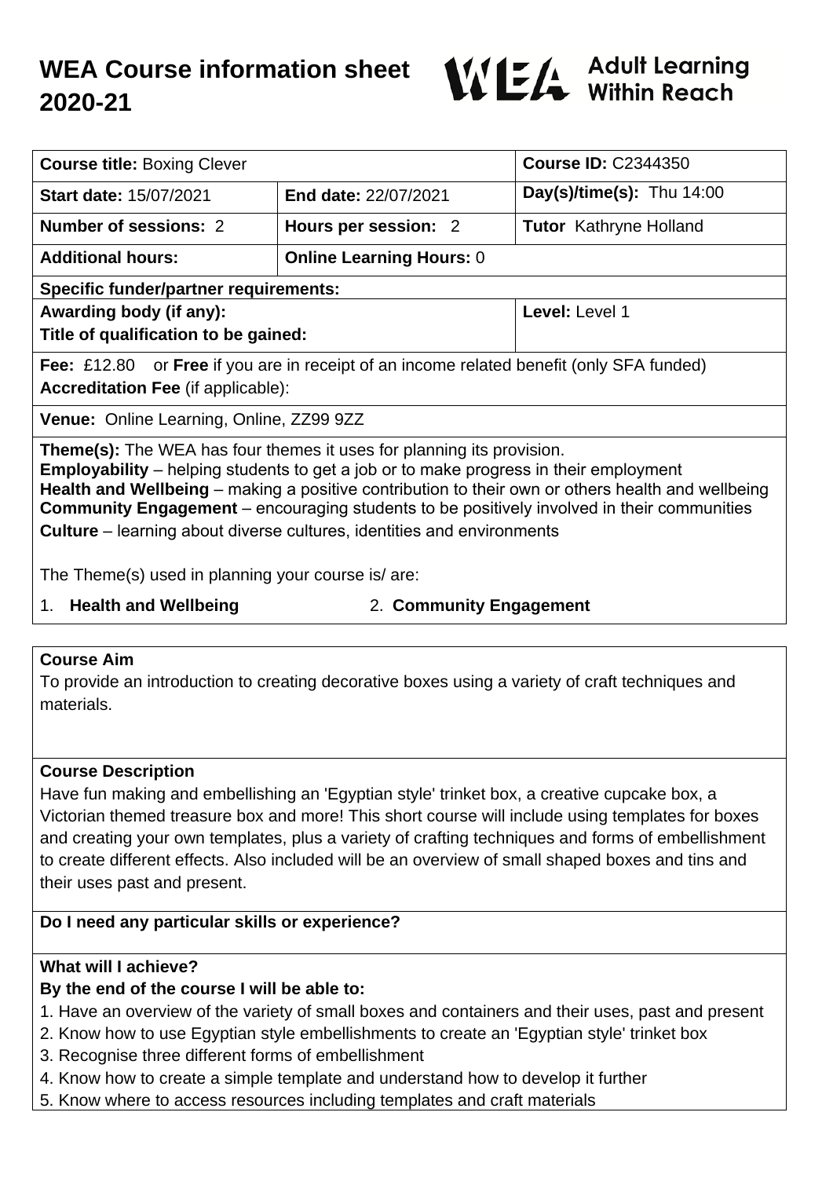# WEA Course information sheet 2020-21

WEA Adult Learning Within Reach

| **Course title:** Boxing Clever | | **Course ID:** C2344350 |
|---|---|---|
| **Start date:** 15/07/2021 | **End date:** 22/07/2021 | **Day(s)/time(s):** Thu 14:00 |
| **Number of sessions:** 2 | **Hours per session:** 2 | **Tutor** Kathryne Holland |
| **Additional hours:** | **Online Learning Hours:** 0 | |
| **Specific funder/partner requirements:** | | |
| **Awarding body (if any):**<br>**Title of qualification to be gained:** | | **Level:** Level 1 |
| **Fee:** £12.80 or **Free** if you are in receipt of an income related benefit (only SFA funded)<br>**Accreditation Fee** (if applicable): | | |
| **Venue:** Online Learning, Online, ZZ99 9ZZ | | |

**Theme(s):** The WEA has four themes it uses for planning its provision.
**Employability** – helping students to get a job or to make progress in their employment
**Health and Wellbeing** – making a positive contribution to their own or others health and wellbeing
**Community Engagement** – encouraging students to be positively involved in their communities
**Culture** – learning about diverse cultures, identities and environments

The Theme(s) used in planning your course is/ are:

1. **Health and Wellbeing**
2. **Community Engagement**

**Course Aim**

To provide an introduction to creating decorative boxes using a variety of craft techniques and materials.

**Course Description**

Have fun making and embellishing an 'Egyptian style' trinket box, a creative cupcake box, a Victorian themed treasure box and more! This short course will include using templates for boxes and creating your own templates, plus a variety of crafting techniques and forms of embellishment to create different effects. Also included will be an overview of small shaped boxes and tins and their uses past and present.

**Do I need any particular skills or experience?**

**What will I achieve?**
**By the end of the course I will be able to:**

1. Have an overview of the variety of small boxes and containers and their uses, past and present
2. Know how to use Egyptian style embellishments to create an 'Egyptian style' trinket box
3. Recognise three different forms of embellishment
4. Know how to create a simple template and understand how to develop it further
5. Know where to access resources including templates and craft materials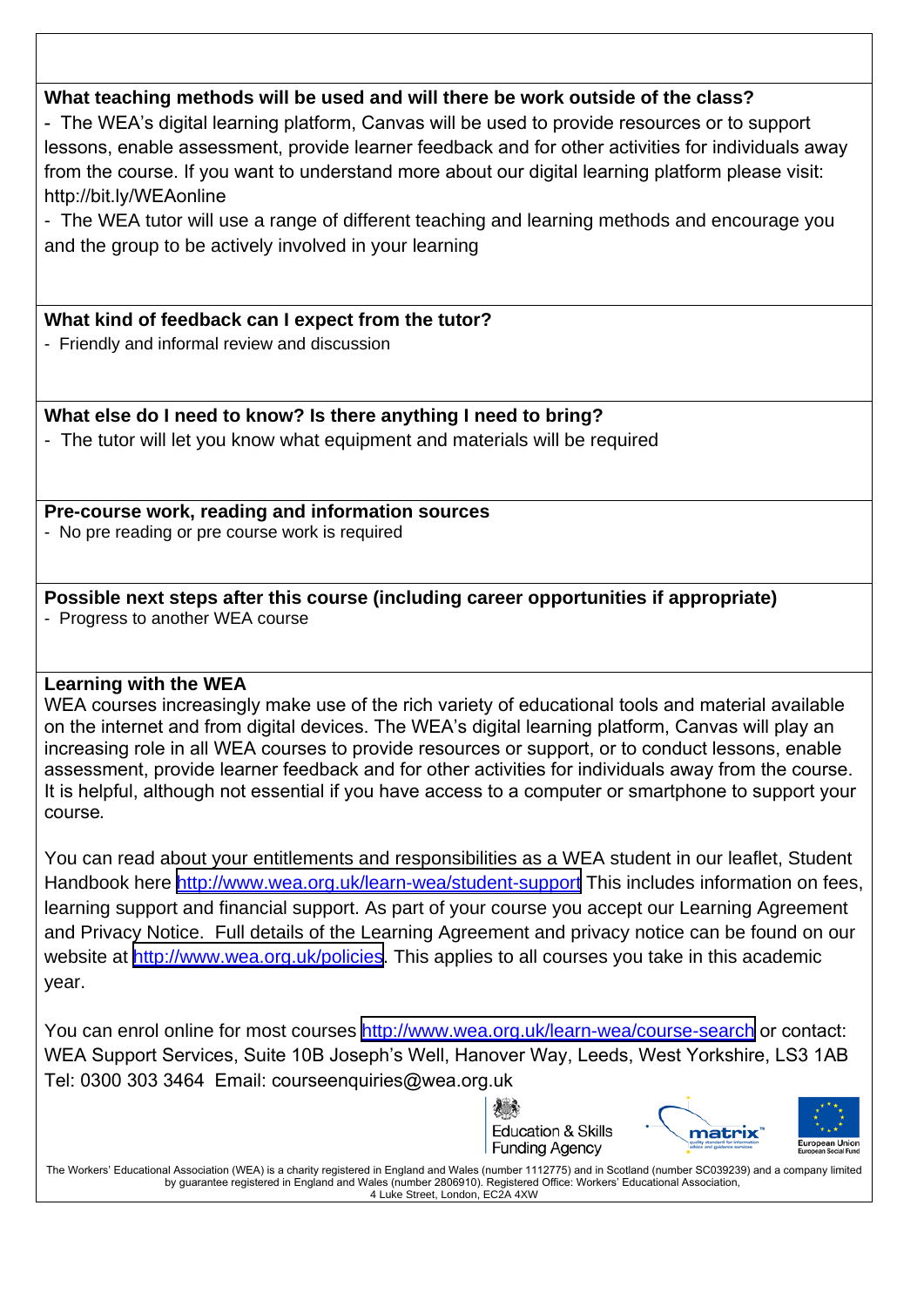**What teaching methods will be used and will there be work outside of the class?**

- The WEA's digital learning platform, Canvas will be used to provide resources or to support lessons, enable assessment, provide learner feedback and for other activities for individuals away from the course. If you want to understand more about our digital learning platform please visit: http://bit.ly/WEAonline
- The WEA tutor will use a range of different teaching and learning methods and encourage you and the group to be actively involved in your learning

**What kind of feedback can I expect from the tutor?**

- Friendly and informal review and discussion

**What else do I need to know? Is there anything I need to bring?**

- The tutor will let you know what equipment and materials will be required

**Pre-course work, reading and information sources**

- No pre reading or pre course work is required

**Possible next steps after this course (including career opportunities if appropriate)**

- Progress to another WEA course

**Learning with the WEA**

WEA courses increasingly make use of the rich variety of educational tools and material available on the internet and from digital devices. The WEA's digital learning platform, Canvas will play an increasing role in all WEA courses to provide resources or support, or to conduct lessons, enable assessment, provide learner feedback and for other activities for individuals away from the course. It is helpful, although not essential if you have access to a computer or smartphone to support your course.

You can read about your entitlements and responsibilities as a WEA student in our leaflet, Student Handbook here http://www.wea.org.uk/learn-wea/student-support This includes information on fees, learning support and financial support. As part of your course you accept our Learning Agreement and Privacy Notice. Full details of the Learning Agreement and privacy notice can be found on our website at http://www.wea.org.uk/policies. This applies to all courses you take in this academic year.

You can enrol online for most courses http://www.wea.org.uk/learn-wea/course-search or contact: WEA Support Services, Suite 10B Joseph's Well, Hanover Way, Leeds, West Yorkshire, LS3 1AB Tel: 0300 303 3464 Email: courseenquiries@wea.org.uk

Education & Skills Funding Agency

matrix

European Union European Social Fund

The Workers' Educational Association (WEA) is a charity registered in England and Wales (number 1112775) and in Scotland (number SC039239) and a company limited by guarantee registered in England and Wales (number 2806910). Registered Office: Workers' Educational Association, 4 Luke Street, London, EC2A 4XW